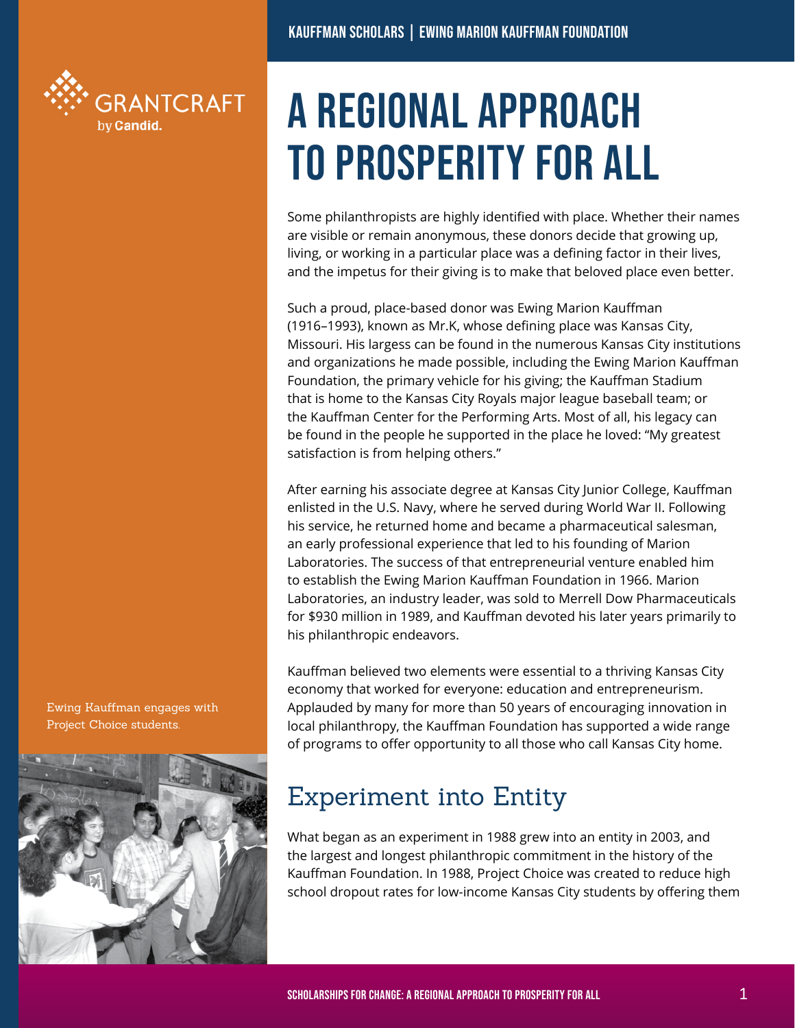# A Regional Approach to Prosperity for All

Some philanthropists are highly identified with place. Whether their names are visible or remain anonymous, these donors decide that growing up, living, or working in a particular place was a defining factor in their lives, and the impetus for their giving is to make that beloved place even better.

Such a proud, place-based donor was Ewing Marion Kauffman (1916–1993), known as Mr.K, whose defining place was Kansas City, Missouri. His largess can be found in the numerous Kansas City institutions and organizations he made possible, including the Ewing Marion Kauffman Foundation, the primary vehicle for his giving; the Kauffman Stadium that is home to the Kansas City Royals major league baseball team; or the Kauffman Center for the Performing Arts. Most of all, his legacy can be found in the people he supported in the place he loved: "My greatest satisfaction is from helping others."

After earning his associate degree at Kansas City Junior College, Kauffman enlisted in the U.S. Navy, where he served during World War II. Following his service, he returned home and became a pharmaceutical salesman, an early professional experience that led to his founding of Marion Laboratories. The success of that entrepreneurial venture enabled him to establish the Ewing Marion Kauffman Foundation in 1966. Marion Laboratories, an industry leader, was sold to Merrell Dow Pharmaceuticals for $930 million in 1989, and Kauffman devoted his later years primarily to his philanthropic endeavors.

Kauffman believed two elements were essential to a thriving Kansas City economy that worked for everyone: education and entrepreneurism. Applauded by many for more than 50 years of encouraging innovation in local philanthropy, the Kauffman Foundation has supported a wide range of programs to offer opportunity to all those who call Kansas City home.

Ewing Kauffman engages with Project Choice students.

## Experiment into Entity

What began as an experiment in 1988 grew into an entity in 2003, and the largest and longest philanthropic commitment in the history of the Kauffman Foundation. In 1988, Project Choice was created to reduce high school dropout rates for low-income Kansas City students by offering them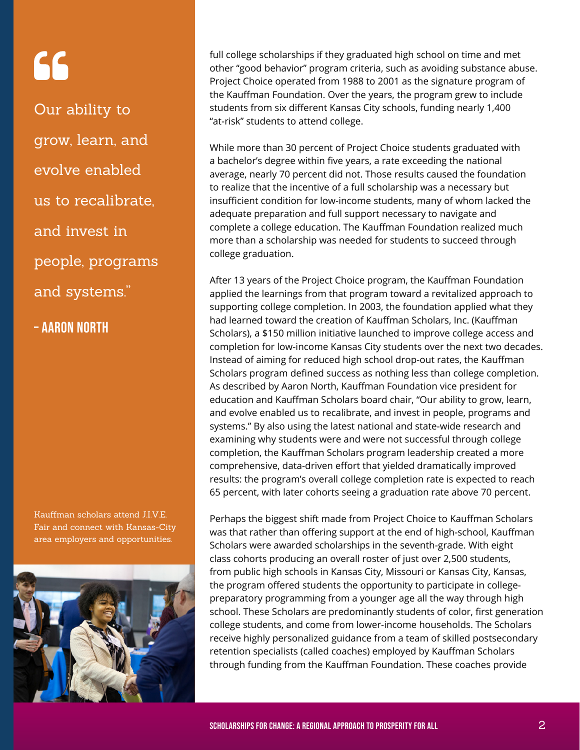> "Our ability to grow, learn, and evolve enabled us to recalibrate, and invest in people, programs and systems."
>
> **- Aaron North**

full college scholarships if they graduated high school on time and met other "good behavior" program criteria, such as avoiding substance abuse. Project Choice operated from 1988 to 2001 as the signature program of the Kauffman Foundation. Over the years, the program grew to include students from six different Kansas City schools, funding nearly 1,400 "at-risk" students to attend college.

While more than 30 percent of Project Choice students graduated with a bachelor's degree within five years, a rate exceeding the national average, nearly 70 percent did not. Those results caused the foundation to realize that the incentive of a full scholarship was a necessary but insufficient condition for low-income students, many of whom lacked the adequate preparation and full support necessary to navigate and complete a college education. The Kauffman Foundation realized much more than a scholarship was needed for students to succeed through college graduation.

After 13 years of the Project Choice program, the Kauffman Foundation applied the learnings from that program toward a revitalized approach to supporting college completion. In 2003, the foundation applied what they had learned toward the creation of Kauffman Scholars, Inc. (Kauffman Scholars), a $150 million initiative launched to improve college access and completion for low-income Kansas City students over the next two decades. Instead of aiming for reduced high school drop-out rates, the Kauffman Scholars program defined success as nothing less than college completion. As described by Aaron North, Kauffman Foundation vice president for education and Kauffman Scholars board chair, "Our ability to grow, learn, and evolve enabled us to recalibrate, and invest in people, programs and systems." By also using the latest national and state-wide research and examining why students were and were not successful through college completion, the Kauffman Scholars program leadership created a more comprehensive, data-driven effort that yielded dramatically improved results: the program's overall college completion rate is expected to reach 65 percent, with later cohorts seeing a graduation rate above 70 percent.

Perhaps the biggest shift made from Project Choice to Kauffman Scholars was that rather than offering support at the end of high-school, Kauffman Scholars were awarded scholarships in the seventh-grade. With eight class cohorts producing an overall roster of just over 2,500 students, from public high schools in Kansas City, Missouri or Kansas City, Kansas, the program offered students the opportunity to participate in college-preparatory programming from a younger age all the way through high school. These Scholars are predominantly students of color, first generation college students, and come from lower-income households. The Scholars receive highly personalized guidance from a team of skilled postsecondary retention specialists (called coaches) employed by Kauffman Scholars through funding from the Kauffman Foundation. These coaches provide

Kauffman scholars attend J.I.V.E. Fair and connect with Kansas-City area employers and opportunities.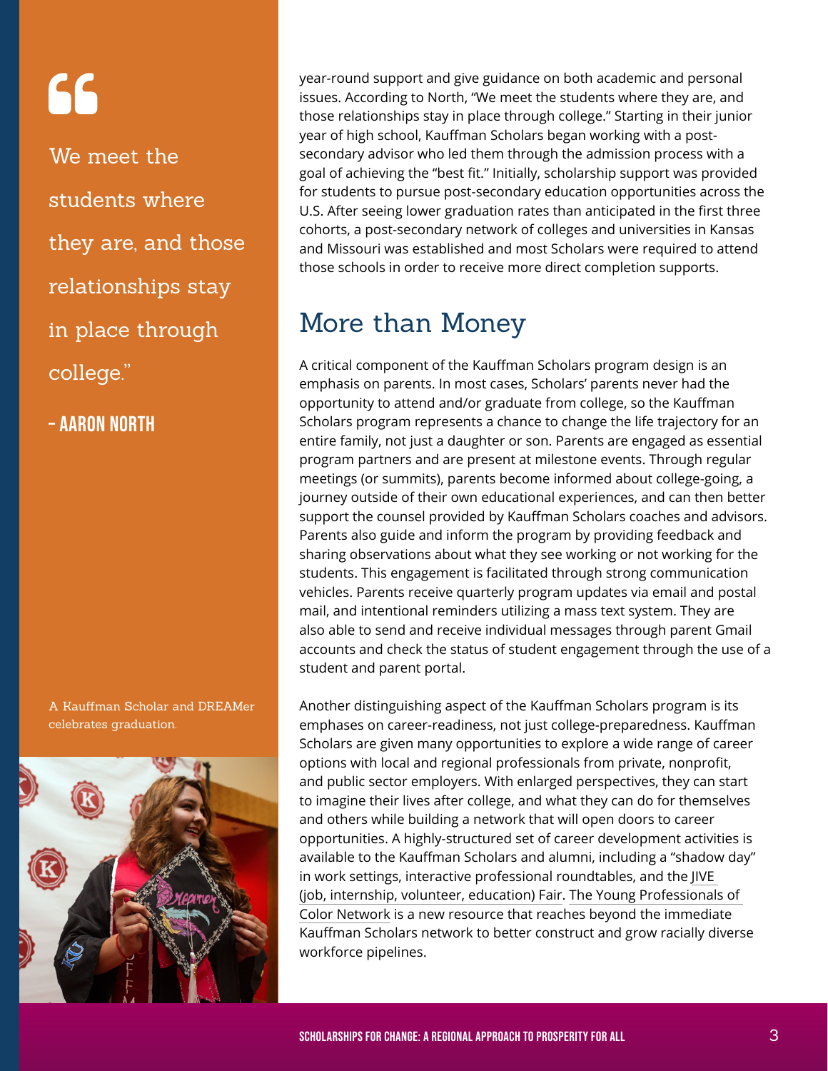> "We meet the students where they are, and those relationships stay in place through college."
>
> **- Aaron North**

A Kauffman Scholar and DREAMer celebrates graduation.

year-round support and give guidance on both academic and personal issues. According to North, "We meet the students where they are, and those relationships stay in place through college." Starting in their junior year of high school, Kauffman Scholars began working with a post-secondary advisor who led them through the admission process with a goal of achieving the "best fit." Initially, scholarship support was provided for students to pursue post-secondary education opportunities across the U.S. After seeing lower graduation rates than anticipated in the first three cohorts, a post-secondary network of colleges and universities in Kansas and Missouri was established and most Scholars were required to attend those schools in order to receive more direct completion supports.

## More than Money

A critical component of the Kauffman Scholars program design is an emphasis on parents. In most cases, Scholars' parents never had the opportunity to attend and/or graduate from college, so the Kauffman Scholars program represents a chance to change the life trajectory for an entire family, not just a daughter or son. Parents are engaged as essential program partners and are present at milestone events. Through regular meetings (or summits), parents become informed about college-going, a journey outside of their own educational experiences, and can then better support the counsel provided by Kauffman Scholars coaches and advisors. Parents also guide and inform the program by providing feedback and sharing observations about what they see working or not working for the students. This engagement is facilitated through strong communication vehicles. Parents receive quarterly program updates via email and postal mail, and intentional reminders utilizing a mass text system. They are also able to send and receive individual messages through parent Gmail accounts and check the status of student engagement through the use of a student and parent portal.

Another distinguishing aspect of the Kauffman Scholars program is its emphases on career-readiness, not just college-preparedness. Kauffman Scholars are given many opportunities to explore a wide range of career options with local and regional professionals from private, nonprofit, and public sector employers. With enlarged perspectives, they can start to imagine their lives after college, and what they can do for themselves and others while building a network that will open doors to career opportunities. A highly-structured set of career development activities is available to the Kauffman Scholars and alumni, including a "shadow day" in work settings, interactive professional roundtables, and the JIVE (job, internship, volunteer, education) Fair. The Young Professionals of Color Network is a new resource that reaches beyond the immediate Kauffman Scholars network to better construct and grow racially diverse workforce pipelines.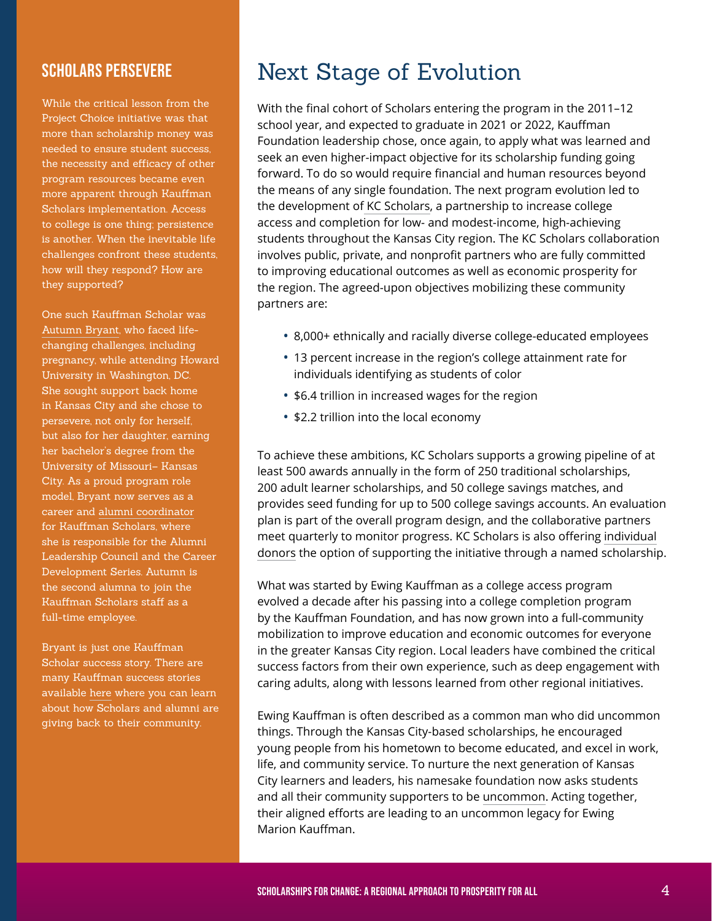## SCHOLARS PERSEVERE

While the critical lesson from the Project Choice initiative was that more than scholarship money was needed to ensure student success, the necessity and efficacy of other program resources became even more apparent through Kauffman Scholars implementation. Access to college is one thing; persistence is another. When the inevitable life challenges confront these students, how will they respond? How are they supported?

One such Kauffman Scholar was Autumn Bryant, who faced life-changing challenges, including pregnancy, while attending Howard University in Washington, DC. She sought support back home in Kansas City and she chose to persevere, not only for herself, but also for her daughter, earning her bachelor's degree from the University of Missouri– Kansas City. As a proud program role model, Bryant now serves as a career and alumni coordinator for Kauffman Scholars, where she is responsible for the Alumni Leadership Council and the Career Development Series. Autumn is the second alumna to join the Kauffman Scholars staff as a full-time employee.

Bryant is just one Kauffman Scholar success story. There are many Kauffman success stories available here where you can learn about how Scholars and alumni are giving back to their community.

# Next Stage of Evolution

With the final cohort of Scholars entering the program in the 2011–12 school year, and expected to graduate in 2021 or 2022, Kauffman Foundation leadership chose, once again, to apply what was learned and seek an even higher-impact objective for its scholarship funding going forward. To do so would require financial and human resources beyond the means of any single foundation. The next program evolution led to the development of KC Scholars, a partnership to increase college access and completion for low- and modest-income, high-achieving students throughout the Kansas City region. The KC Scholars collaboration involves public, private, and nonprofit partners who are fully committed to improving educational outcomes as well as economic prosperity for the region. The agreed-upon objectives mobilizing these community partners are:

- 8,000+ ethnically and racially diverse college-educated employees
- 13 percent increase in the region's college attainment rate for individuals identifying as students of color
- $6.4 trillion in increased wages for the region
- $2.2 trillion into the local economy

To achieve these ambitions, KC Scholars supports a growing pipeline of at least 500 awards annually in the form of 250 traditional scholarships, 200 adult learner scholarships, and 50 college savings matches, and provides seed funding for up to 500 college savings accounts. An evaluation plan is part of the overall program design, and the collaborative partners meet quarterly to monitor progress. KC Scholars is also offering individual donors the option of supporting the initiative through a named scholarship.

What was started by Ewing Kauffman as a college access program evolved a decade after his passing into a college completion program by the Kauffman Foundation, and has now grown into a full-community mobilization to improve education and economic outcomes for everyone in the greater Kansas City region. Local leaders have combined the critical success factors from their own experience, such as deep engagement with caring adults, along with lessons learned from other regional initiatives.

Ewing Kauffman is often described as a common man who did uncommon things. Through the Kansas City-based scholarships, he encouraged young people from his hometown to become educated, and excel in work, life, and community service. To nurture the next generation of Kansas City learners and leaders, his namesake foundation now asks students and all their community supporters to be uncommon. Acting together, their aligned efforts are leading to an uncommon legacy for Ewing Marion Kauffman.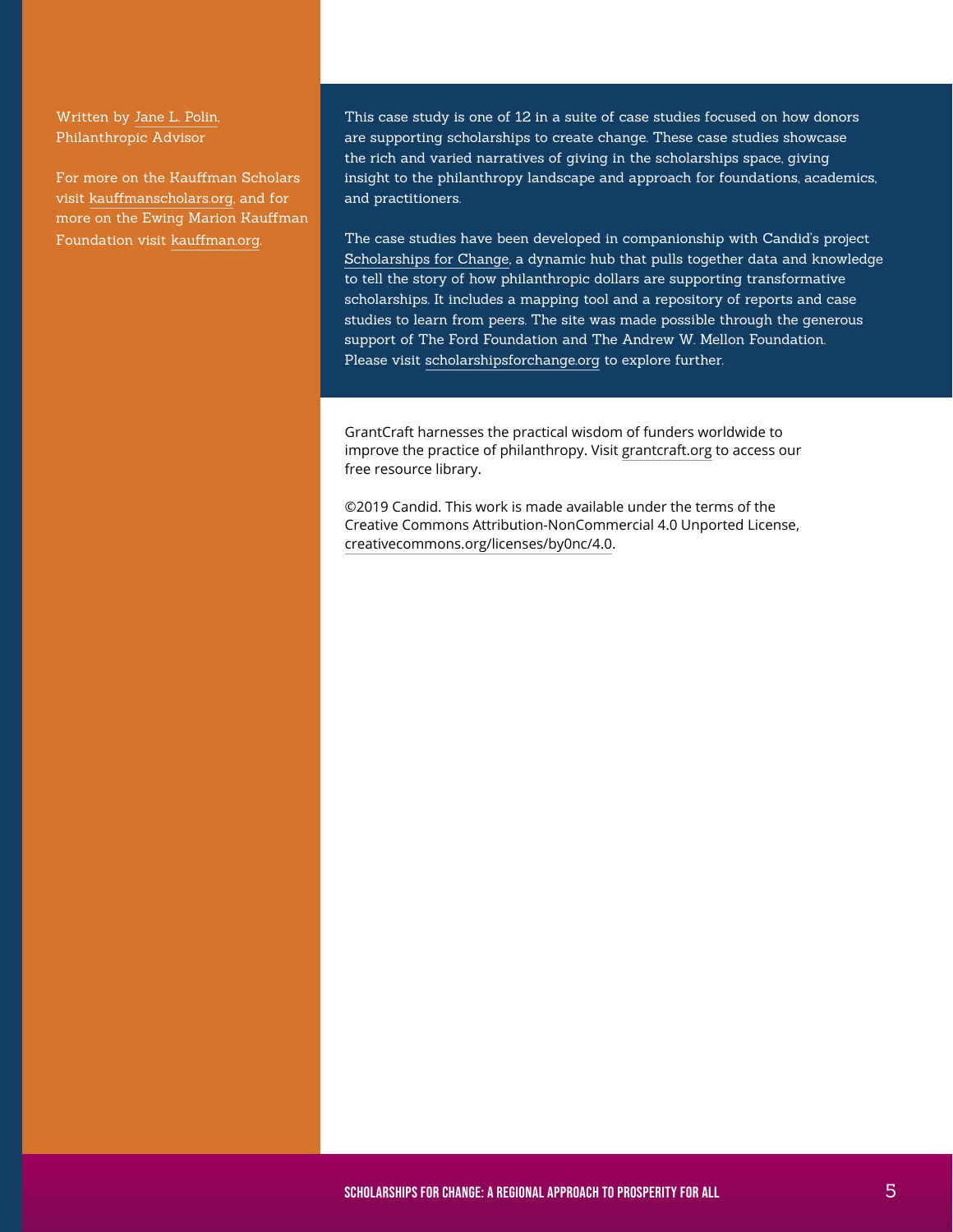Written by Jane L. Polin, Philanthropic Advisor

For more on the Kauffman Scholars visit kauffmanscholars.org, and for more on the Ewing Marion Kauffman Foundation visit kauffman.org.

This case study is one of 12 in a suite of case studies focused on how donors are supporting scholarships to create change. These case studies showcase the rich and varied narratives of giving in the scholarships space, giving insight to the philanthropy landscape and approach for foundations, academics, and practitioners.

The case studies have been developed in companionship with Candid's project Scholarships for Change, a dynamic hub that pulls together data and knowledge to tell the story of how philanthropic dollars are supporting transformative scholarships. It includes a mapping tool and a repository of reports and case studies to learn from peers. The site was made possible through the generous support of The Ford Foundation and The Andrew W. Mellon Foundation. Please visit scholarshipsforchange.org to explore further.

GrantCraft harnesses the practical wisdom of funders worldwide to improve the practice of philanthropy. Visit grantcraft.org to access our free resource library.

©2019 Candid. This work is made available under the terms of the Creative Commons Attribution-NonCommercial 4.0 Unported License, creativecommons.org/licenses/by0nc/4.0.